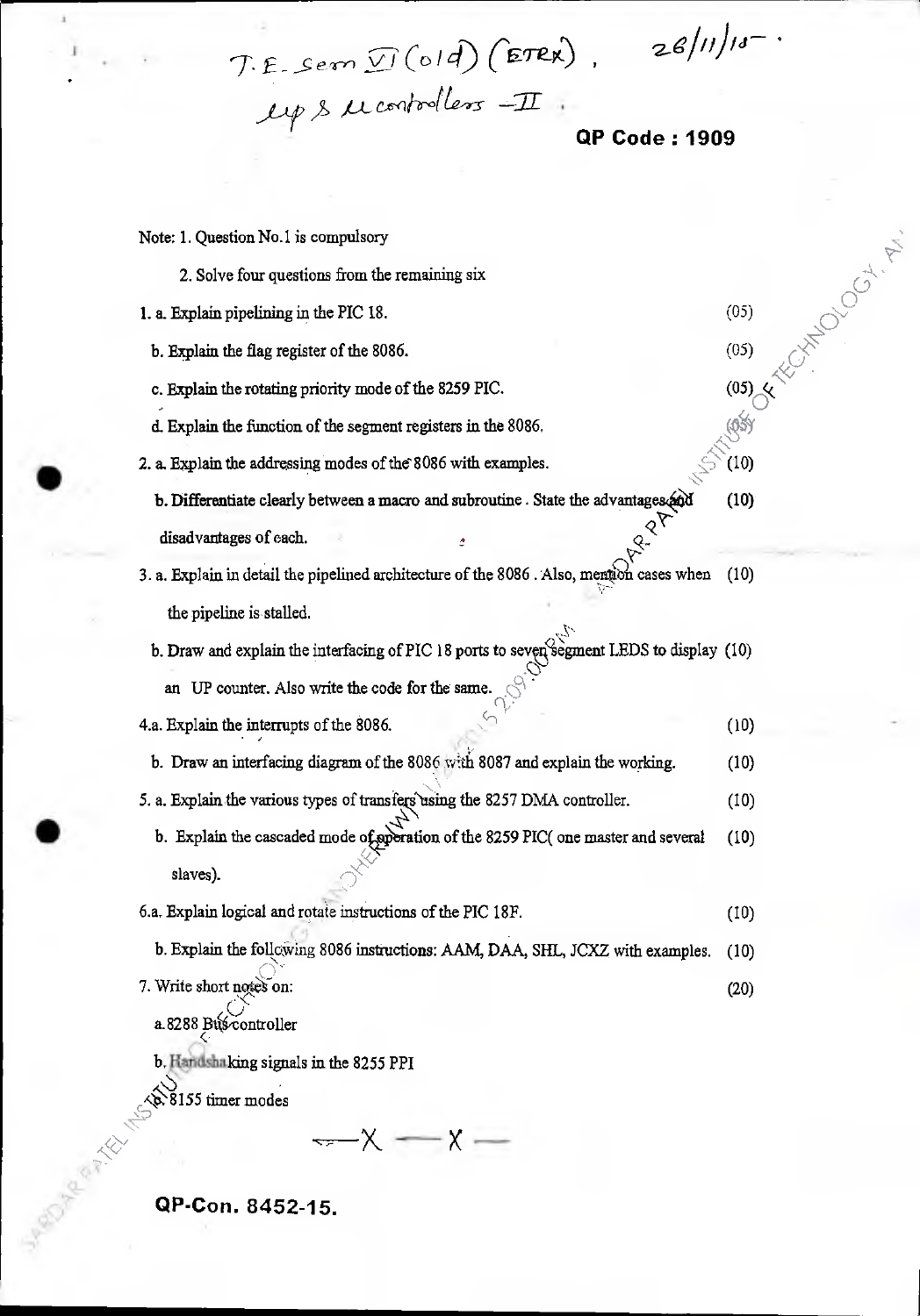T.E. Sem VI (old) (ETRX), 26/11/15.

µp & µ controllers – II.

**QP Code : 1909**

Note: 1. Question No.1 is compulsory

2. Solve four questions from the remaining six

1. a. Explain pipelining in the PIC 18. (05)

   b. Explain the flag register of the 8086. (05)

   c. Explain the rotating priority mode of the 8259 PIC. (05)

   d. Explain the function of the segment registers in the 8086. (05)

2. a. Explain the addressing modes of the 8086 with examples. (10)

   b. Differentiate clearly between a macro and subroutine. State the advantages and disadvantages of each. (10)

3. a. Explain in detail the pipelined architecture of the 8086. Also, mention cases when the pipeline is stalled. (10)

   b. Draw and explain the interfacing of PIC 18 ports to seven segment LEDS to display an UP counter. Also write the code for the same. (10)

4. a. Explain the interrupts of the 8086. (10)

   b. Draw an interfacing diagram of the 8086 with 8087 and explain the working. (10)

5. a. Explain the various types of transfers using the 8257 DMA controller. (10)

   b. Explain the cascaded mode of operation of the 8259 PIC( one master and several slaves). (10)

6. a. Explain logical and rotate instructions of the PIC 18F. (10)

   b. Explain the following 8086 instructions: AAM, DAA, SHL, JCXZ with examples. (10)

7. Write short notes on: (20)

   a. 8288 Bus controller

   b. Handshaking signals in the 8255 PPI

   c. 8155 timer modes

—X —X —

**QP-Con. 8452-15.**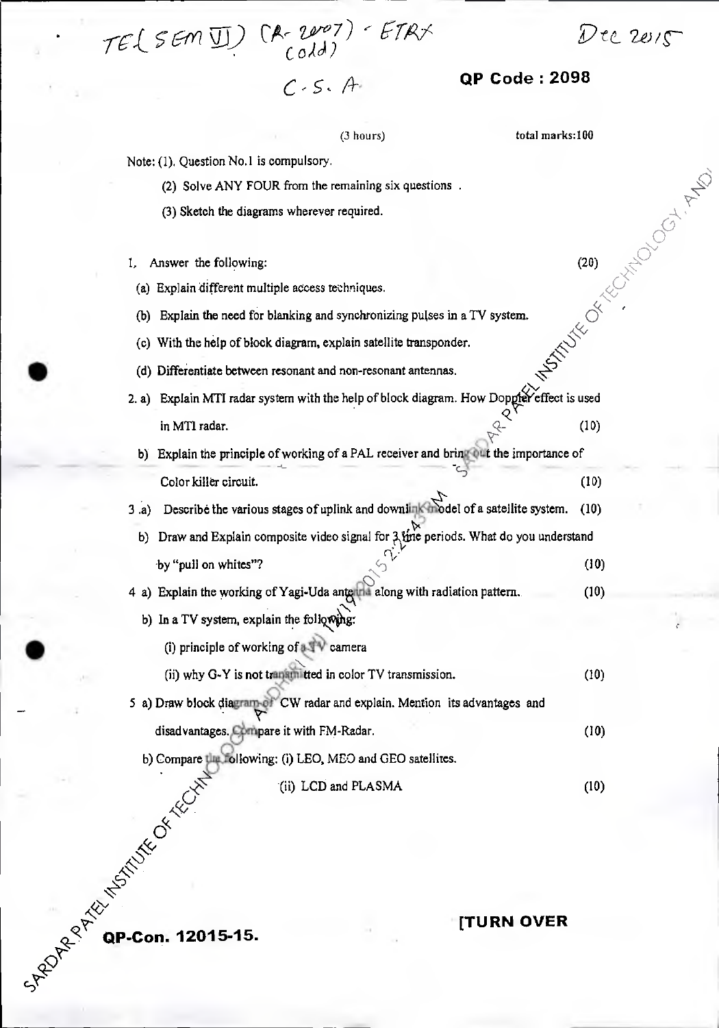TE( SEM VI) (R- 2007) - ETRX (old) Dec 2015

C.S.A

**QP Code : 2098**

(3 hours) total marks:100

Note: (1). Question No.1 is compulsory.

(2) Solve ANY FOUR from the remaining six questions .

(3) Sketch the diagrams wherever required.

1. Answer the following: (20)

(a) Explain different multiple access techniques.

(b) Explain the need for blanking and synchronizing pulses in a TV system.

(c) With the help of block diagram, explain satellite transponder.

(d) Differentiate between resonant and non-resonant antennas.

2. a) Explain MTI radar system with the help of block diagram. How Doppler effect is used in MTI radar. (10)

b) Explain the principle of working of a PAL receiver and bring out the importance of Color killer circuit. (10)

3. a) Describe the various stages of uplink and downlink model of a satellite system. (10)

b) Draw and Explain composite video signal for 3 line periods. What do you understand by "pull on whites"? (10)

4. a) Explain the working of Yagi-Uda antenna along with radiation pattern. (10)

b) In a TV system, explain the following:

(i) principle of working of a TV camera

(ii) why G-Y is not transmitted in color TV transmission. (10)

5. a) Draw block diagram of CW radar and explain. Mention its advantages and disadvantages. Compare it with FM-Radar. (10)

b) Compare the following: (i) LEO, MEO and GEO satellites.

(ii) LCD and PLASMA (10)

**QP-Con. 12015-15.**

**[TURN OVER**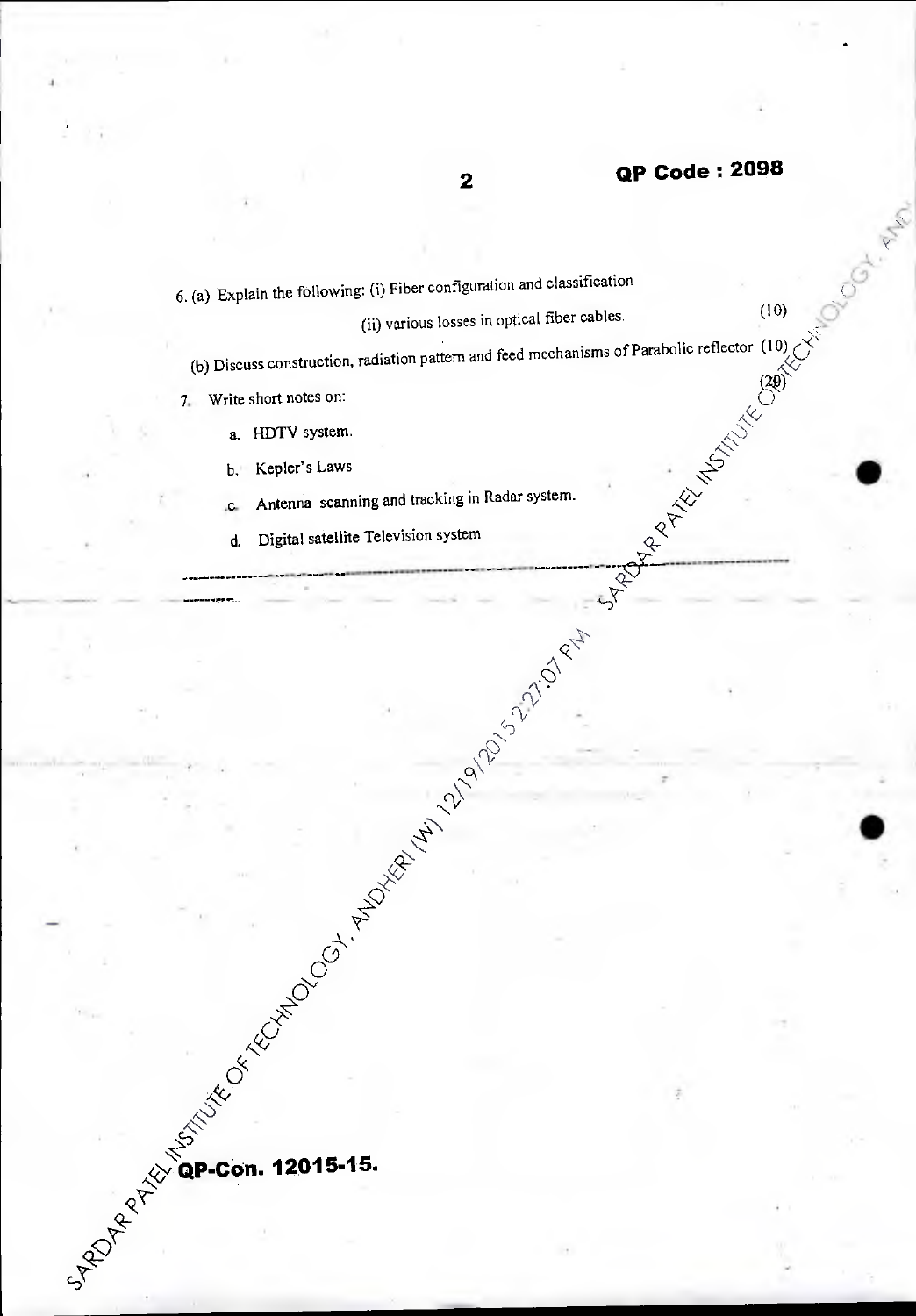6. (a) Explain the following: (i) Fiber configuration and classification

(ii) various losses in optical fiber cables. (10)

(b) Discuss construction, radiation pattern and feed mechanisms of Parabolic reflector (10)

7. Write short notes on: (20)

   a. HDTV system.

   b. Kepler's Laws

   c. Antenna scanning and tracking in Radar system.

   d. Digital satellite Television system

---

QP-Con. 12015-15.